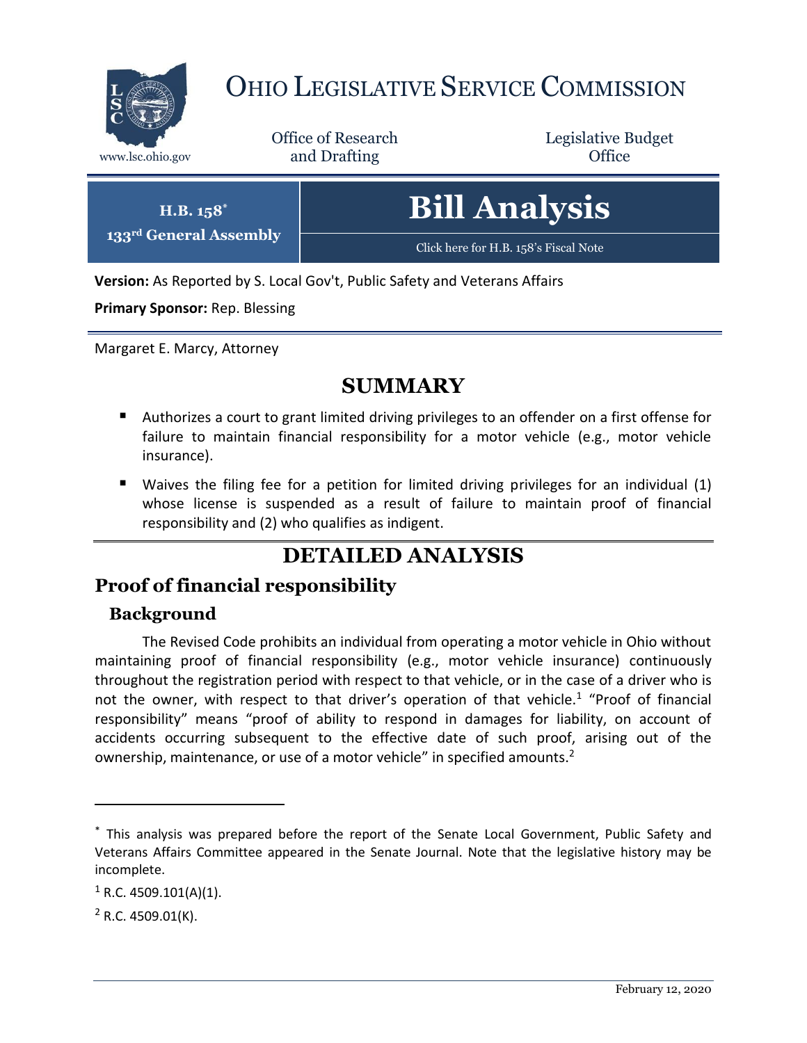# Ohio Legislative Service Commission

Office of Research and Drafting

Legislative Budget Office

www.lsc.ohio.gov

**H.B. 158***
**133rd General Assembly**

# Bill Analysis

Click here for H.B. 158's Fiscal Note

**Version:** As Reported by S. Local Gov't, Public Safety and Veterans Affairs

**Primary Sponsor:** Rep. Blessing

Margaret E. Marcy, Attorney

## SUMMARY

- Authorizes a court to grant limited driving privileges to an offender on a first offense for failure to maintain financial responsibility for a motor vehicle (e.g., motor vehicle insurance).
- Waives the filing fee for a petition for limited driving privileges for an individual (1) whose license is suspended as a result of failure to maintain proof of financial responsibility and (2) who qualifies as indigent.

## DETAILED ANALYSIS

## Proof of financial responsibility

### Background

The Revised Code prohibits an individual from operating a motor vehicle in Ohio without maintaining proof of financial responsibility (e.g., motor vehicle insurance) continuously throughout the registration period with respect to that vehicle, or in the case of a driver who is not the owner, with respect to that driver's operation of that vehicle.[1] "Proof of financial responsibility" means "proof of ability to respond in damages for liability, on account of accidents occurring subsequent to the effective date of such proof, arising out of the ownership, maintenance, or use of a motor vehicle" in specified amounts.[2]

---

* This analysis was prepared before the report of the Senate Local Government, Public Safety and Veterans Affairs Committee appeared in the Senate Journal. Note that the legislative history may be incomplete.

[1] R.C. 4509.101(A)(1).

[2] R.C. 4509.01(K).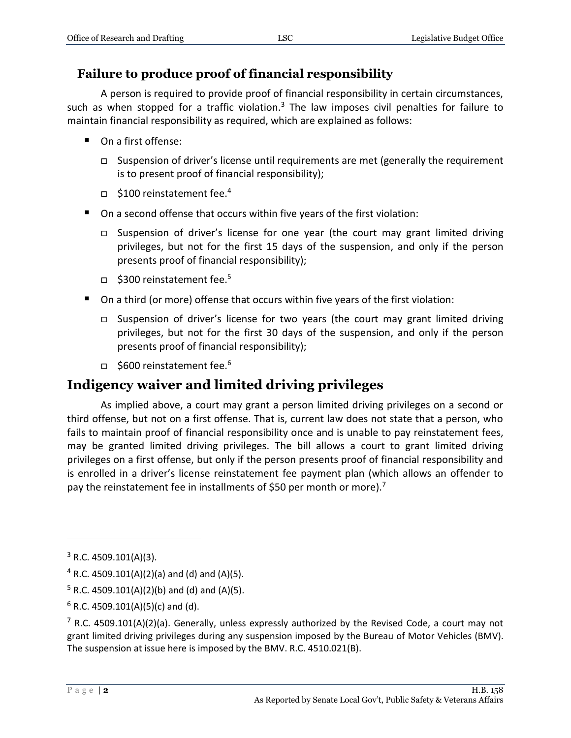### Failure to produce proof of financial responsibility

A person is required to provide proof of financial responsibility in certain circumstances, such as when stopped for a traffic violation.[3] The law imposes civil penalties for failure to maintain financial responsibility as required, which are explained as follows:

- On a first offense:
  - Suspension of driver's license until requirements are met (generally the requirement is to present proof of financial responsibility);
  - $100 reinstatement fee.[4]
- On a second offense that occurs within five years of the first violation:
  - Suspension of driver's license for one year (the court may grant limited driving privileges, but not for the first 15 days of the suspension, and only if the person presents proof of financial responsibility);
  - $300 reinstatement fee.[5]
- On a third (or more) offense that occurs within five years of the first violation:
  - Suspension of driver's license for two years (the court may grant limited driving privileges, but not for the first 30 days of the suspension, and only if the person presents proof of financial responsibility);
  - $600 reinstatement fee.[6]

## Indigency waiver and limited driving privileges

As implied above, a court may grant a person limited driving privileges on a second or third offense, but not on a first offense. That is, current law does not state that a person, who fails to maintain proof of financial responsibility once and is unable to pay reinstatement fees, may be granted limited driving privileges. The bill allows a court to grant limited driving privileges on a first offense, but only if the person presents proof of financial responsibility and is enrolled in a driver's license reinstatement fee payment plan (which allows an offender to pay the reinstatement fee in installments of $50 per month or more).[7]

---

[3] R.C. 4509.101(A)(3).

[4] R.C. 4509.101(A)(2)(a) and (d) and (A)(5).

[5] R.C. 4509.101(A)(2)(b) and (d) and (A)(5).

[6] R.C. 4509.101(A)(5)(c) and (d).

[7] R.C. 4509.101(A)(2)(a). Generally, unless expressly authorized by the Revised Code, a court may not grant limited driving privileges during any suspension imposed by the Bureau of Motor Vehicles (BMV). The suspension at issue here is imposed by the BMV. R.C. 4510.021(B).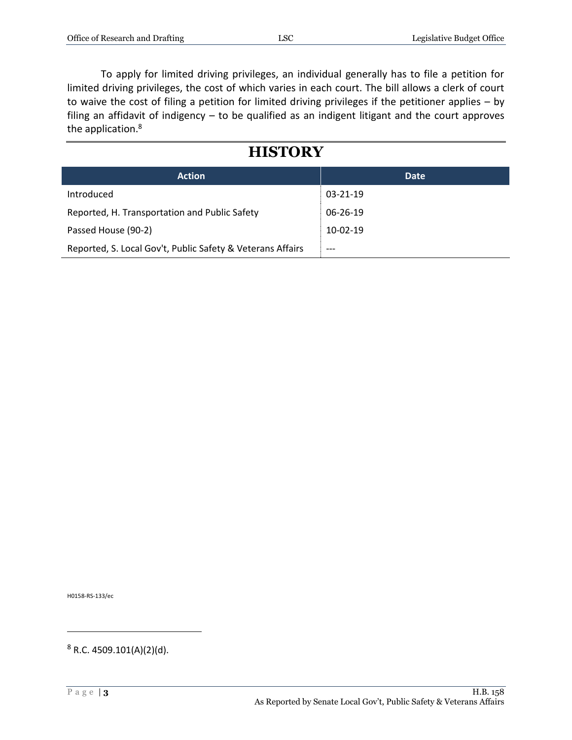To apply for limited driving privileges, an individual generally has to file a petition for limited driving privileges, the cost of which varies in each court. The bill allows a clerk of court to waive the cost of filing a petition for limited driving privileges if the petitioner applies – by filing an affidavit of indigency – to be qualified as an indigent litigant and the court approves the application.[8]

# HISTORY

| Action | Date |
|---|---|
| Introduced | 03-21-19 |
| Reported, H. Transportation and Public Safety | 06-26-19 |
| Passed House (90-2) | 10-02-19 |
| Reported, S. Local Gov't, Public Safety & Veterans Affairs | --- |

H0158-RS-133/ec

[8] R.C. 4509.101(A)(2)(d).